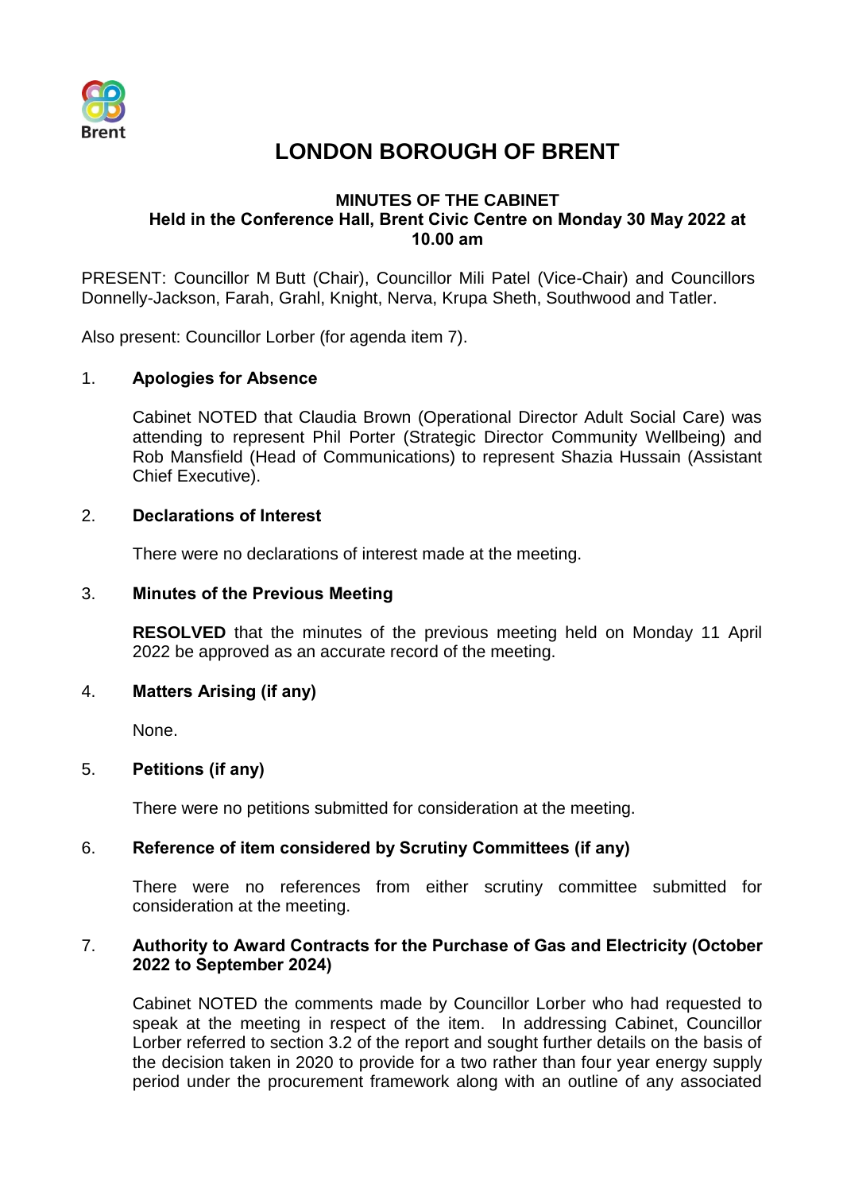Brent

# LONDON BOROUGH OF BRENT

## MINUTES OF THE CABINET
**Held in the Conference Hall, Brent Civic Centre on Monday 30 May 2022 at 10.00 am**

PRESENT: Councillor M Butt (Chair), Councillor Mili Patel (Vice-Chair) and Councillors Donnelly-Jackson, Farah, Grahl, Knight, Nerva, Krupa Sheth, Southwood and Tatler.

Also present: Councillor Lorber (for agenda item 7).

### 1. Apologies for Absence

Cabinet NOTED that Claudia Brown (Operational Director Adult Social Care) was attending to represent Phil Porter (Strategic Director Community Wellbeing) and Rob Mansfield (Head of Communications) to represent Shazia Hussain (Assistant Chief Executive).

### 2. Declarations of Interest

There were no declarations of interest made at the meeting.

### 3. Minutes of the Previous Meeting

**RESOLVED** that the minutes of the previous meeting held on Monday 11 April 2022 be approved as an accurate record of the meeting.

### 4. Matters Arising (if any)

None.

### 5. Petitions (if any)

There were no petitions submitted for consideration at the meeting.

### 6. Reference of item considered by Scrutiny Committees (if any)

There were no references from either scrutiny committee submitted for consideration at the meeting.

### 7. Authority to Award Contracts for the Purchase of Gas and Electricity (October 2022 to September 2024)

Cabinet NOTED the comments made by Councillor Lorber who had requested to speak at the meeting in respect of the item. In addressing Cabinet, Councillor Lorber referred to section 3.2 of the report and sought further details on the basis of the decision taken in 2020 to provide for a two rather than four year energy supply period under the procurement framework along with an outline of any associated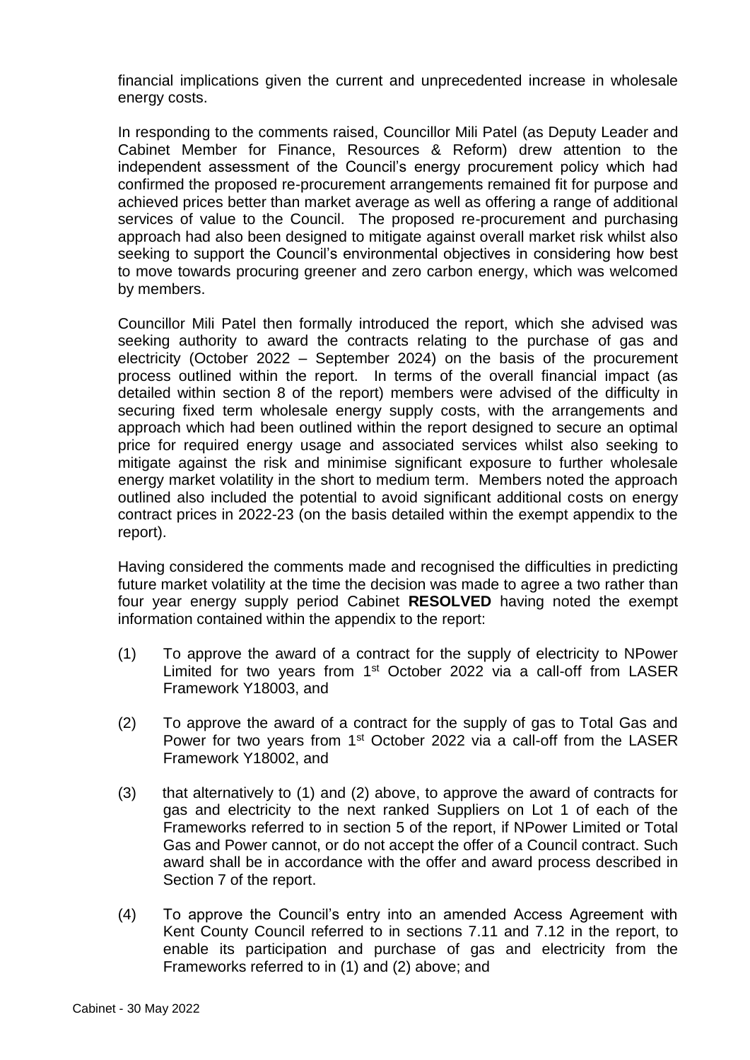financial implications given the current and unprecedented increase in wholesale energy costs.

In responding to the comments raised, Councillor Mili Patel (as Deputy Leader and Cabinet Member for Finance, Resources & Reform) drew attention to the independent assessment of the Council's energy procurement policy which had confirmed the proposed re-procurement arrangements remained fit for purpose and achieved prices better than market average as well as offering a range of additional services of value to the Council. The proposed re-procurement and purchasing approach had also been designed to mitigate against overall market risk whilst also seeking to support the Council's environmental objectives in considering how best to move towards procuring greener and zero carbon energy, which was welcomed by members.

Councillor Mili Patel then formally introduced the report, which she advised was seeking authority to award the contracts relating to the purchase of gas and electricity (October 2022 – September 2024) on the basis of the procurement process outlined within the report. In terms of the overall financial impact (as detailed within section 8 of the report) members were advised of the difficulty in securing fixed term wholesale energy supply costs, with the arrangements and approach which had been outlined within the report designed to secure an optimal price for required energy usage and associated services whilst also seeking to mitigate against the risk and minimise significant exposure to further wholesale energy market volatility in the short to medium term. Members noted the approach outlined also included the potential to avoid significant additional costs on energy contract prices in 2022-23 (on the basis detailed within the exempt appendix to the report).

Having considered the comments made and recognised the difficulties in predicting future market volatility at the time the decision was made to agree a two rather than four year energy supply period Cabinet **RESOLVED** having noted the exempt information contained within the appendix to the report:

(1) To approve the award of a contract for the supply of electricity to NPower Limited for two years from 1st October 2022 via a call-off from LASER Framework Y18003, and

(2) To approve the award of a contract for the supply of gas to Total Gas and Power for two years from 1st October 2022 via a call-off from the LASER Framework Y18002, and

(3) that alternatively to (1) and (2) above, to approve the award of contracts for gas and electricity to the next ranked Suppliers on Lot 1 of each of the Frameworks referred to in section 5 of the report, if NPower Limited or Total Gas and Power cannot, or do not accept the offer of a Council contract. Such award shall be in accordance with the offer and award process described in Section 7 of the report.

(4) To approve the Council's entry into an amended Access Agreement with Kent County Council referred to in sections 7.11 and 7.12 in the report, to enable its participation and purchase of gas and electricity from the Frameworks referred to in (1) and (2) above; and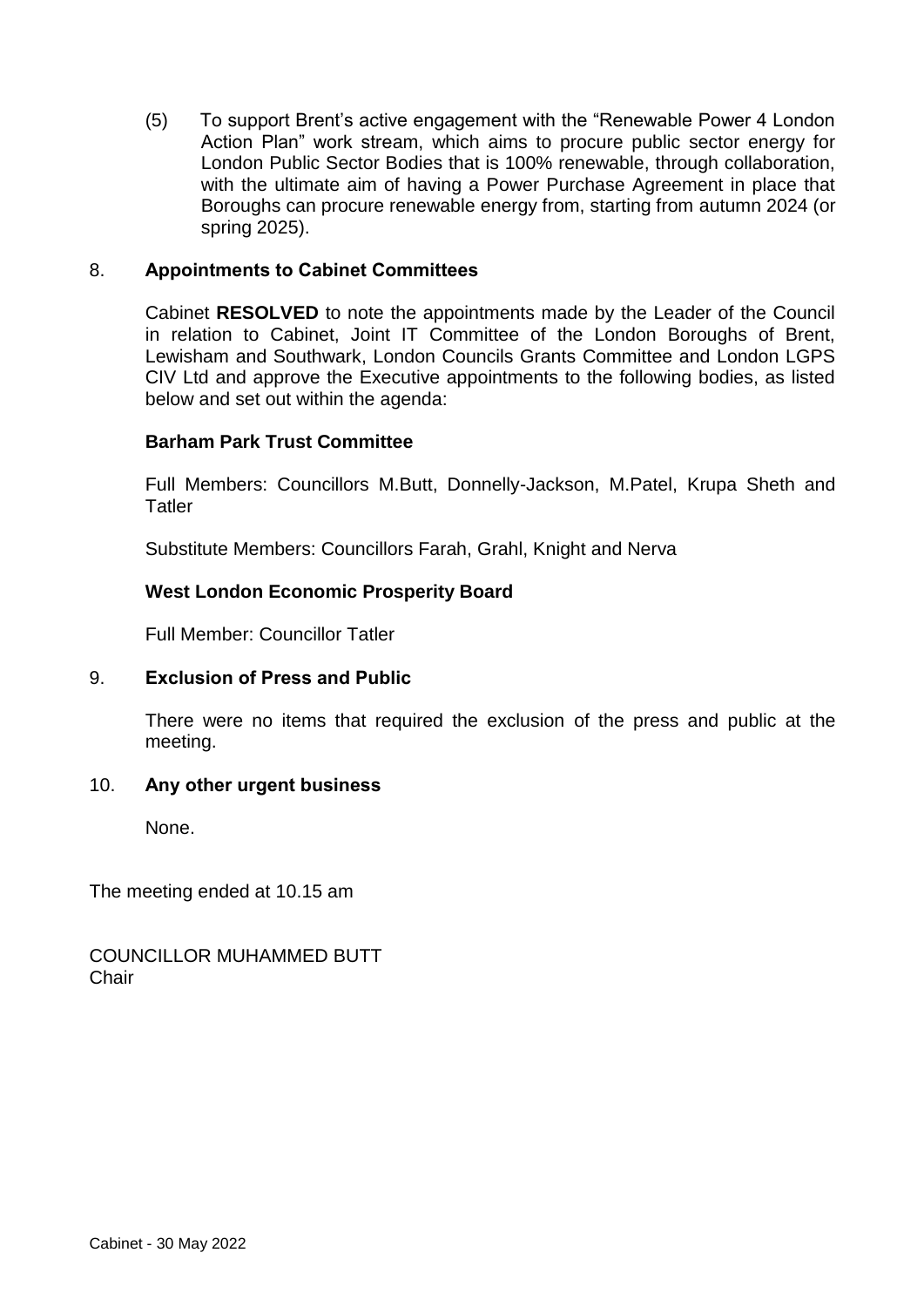(5) To support Brent's active engagement with the "Renewable Power 4 London Action Plan" work stream, which aims to procure public sector energy for London Public Sector Bodies that is 100% renewable, through collaboration, with the ultimate aim of having a Power Purchase Agreement in place that Boroughs can procure renewable energy from, starting from autumn 2024 (or spring 2025).

## 8. Appointments to Cabinet Committees

Cabinet **RESOLVED** to note the appointments made by the Leader of the Council in relation to Cabinet, Joint IT Committee of the London Boroughs of Brent, Lewisham and Southwark, London Councils Grants Committee and London LGPS CIV Ltd and approve the Executive appointments to the following bodies, as listed below and set out within the agenda:

**Barham Park Trust Committee**

Full Members: Councillors M.Butt, Donnelly-Jackson, M.Patel, Krupa Sheth and Tatler

Substitute Members: Councillors Farah, Grahl, Knight and Nerva

**West London Economic Prosperity Board**

Full Member: Councillor Tatler

## 9. Exclusion of Press and Public

There were no items that required the exclusion of the press and public at the meeting.

## 10. Any other urgent business

None.

The meeting ended at 10.15 am

COUNCILLOR MUHAMMED BUTT
Chair